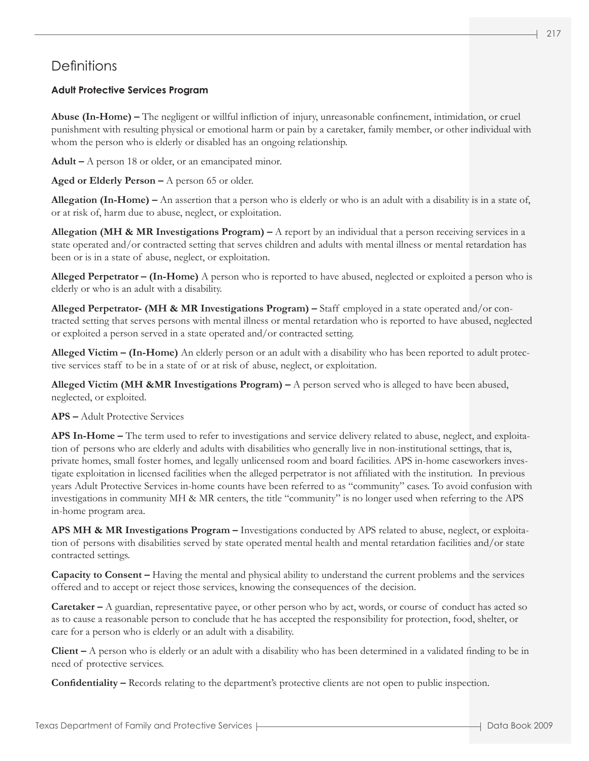# Definitions

### Adult Protective Services Program

**Abuse (In-Home) –** The negligent or willful infliction of injury, unreasonable confinement, intimidation, or cruel punishment with resulting physical or emotional harm or pain by a caretaker, family member, or other individual with whom the person who is elderly or disabled has an ongoing relationship.

**Adult –** A person 18 or older, or an emancipated minor.

**Aged or Elderly Person –** A person 65 or older.

**Allegation (In-Home) –** An assertion that a person who is elderly or who is an adult with a disability is in a state of, or at risk of, harm due to abuse, neglect, or exploitation.

**Allegation (MH & MR Investigations Program) –** A report by an individual that a person receiving services in a state operated and/or contracted setting that serves children and adults with mental illness or mental retardation has been or is in a state of abuse, neglect, or exploitation.

**Alleged Perpetrator – (In-Home)** A person who is reported to have abused, neglected or exploited a person who is elderly or who is an adult with a disability.

**Alleged Perpetrator- (MH & MR Investigations Program) –** Staff employed in a state operated and/or contracted setting that serves persons with mental illness or mental retardation who is reported to have abused, neglected or exploited a person served in a state operated and/or contracted setting.

**Alleged Victim – (In-Home)** An elderly person or an adult with a disability who has been reported to adult protective services staff to be in a state of or at risk of abuse, neglect, or exploitation.

**Alleged Victim (MH &MR Investigations Program) –** A person served who is alleged to have been abused, neglected, or exploited.

**APS –** Adult Protective Services

**APS In-Home –** The term used to refer to investigations and service delivery related to abuse, neglect, and exploitation of persons who are elderly and adults with disabilities who generally live in non-institutional settings, that is, private homes, small foster homes, and legally unlicensed room and board facilities. APS in-home caseworkers investigate exploitation in licensed facilities when the alleged perpetrator is not affiliated with the institution. In previous years Adult Protective Services in-home counts have been referred to as "community" cases. To avoid confusion with investigations in community MH & MR centers, the title "community" is no longer used when referring to the APS in-home program area.

**APS MH & MR Investigations Program –** Investigations conducted by APS related to abuse, neglect, or exploitation of persons with disabilities served by state operated mental health and mental retardation facilities and/or state contracted settings.

**Capacity to Consent –** Having the mental and physical ability to understand the current problems and the services offered and to accept or reject those services, knowing the consequences of the decision.

**Caretaker –** A guardian, representative payee, or other person who by act, words, or course of conduct has acted so as to cause a reasonable person to conclude that he has accepted the responsibility for protection, food, shelter, or care for a person who is elderly or an adult with a disability.

**Client –** A person who is elderly or an adult with a disability who has been determined in a validated finding to be in need of protective services.

**Confidentiality –** Records relating to the department's protective clients are not open to public inspection.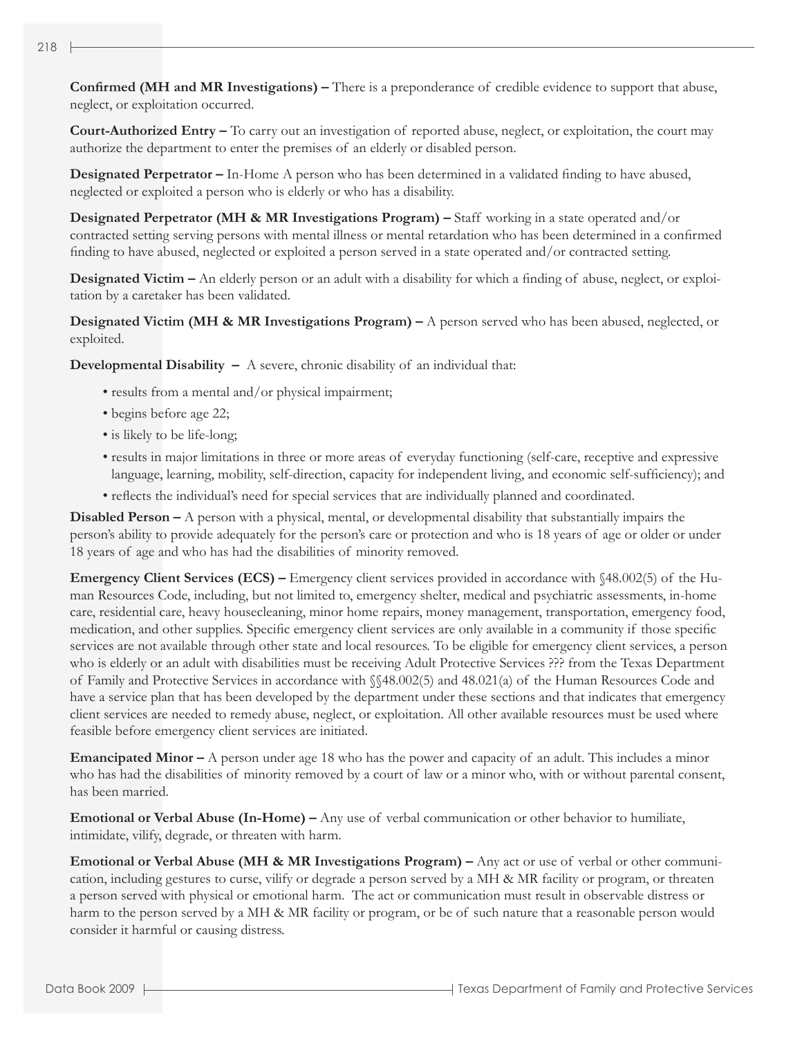**Confirmed (MH and MR Investigations) –** There is a preponderance of credible evidence to support that abuse, neglect, or exploitation occurred.

**Court-Authorized Entry –** To carry out an investigation of reported abuse, neglect, or exploitation, the court may authorize the department to enter the premises of an elderly or disabled person.

**Designated Perpetrator –** In-Home A person who has been determined in a validated finding to have abused, neglected or exploited a person who is elderly or who has a disability.

**Designated Perpetrator (MH & MR Investigations Program) –** Staff working in a state operated and/or contracted setting serving persons with mental illness or mental retardation who has been determined in a confirmed finding to have abused, neglected or exploited a person served in a state operated and/or contracted setting.

**Designated Victim –** An elderly person or an adult with a disability for which a finding of abuse, neglect, or exploitation by a caretaker has been validated.

**Designated Victim (MH & MR Investigations Program) –** A person served who has been abused, neglected, or exploited.

**Developmental Disability –** A severe, chronic disability of an individual that:

- results from a mental and/or physical impairment;
- begins before age 22;
- is likely to be life-long;
- results in major limitations in three or more areas of everyday functioning (self-care, receptive and expressive language, learning, mobility, self-direction, capacity for independent living, and economic self-sufficiency); and
- reflects the individual's need for special services that are individually planned and coordinated.

**Disabled Person –** A person with a physical, mental, or developmental disability that substantially impairs the person's ability to provide adequately for the person's care or protection and who is 18 years of age or older or under 18 years of age and who has had the disabilities of minority removed.

**Emergency Client Services (ECS) –** Emergency client services provided in accordance with §48.002(5) of the Human Resources Code, including, but not limited to, emergency shelter, medical and psychiatric assessments, in-home care, residential care, heavy housecleaning, minor home repairs, money management, transportation, emergency food, medication, and other supplies. Specific emergency client services are only available in a community if those specific services are not available through other state and local resources. To be eligible for emergency client services, a person who is elderly or an adult with disabilities must be receiving Adult Protective Services ??? from the Texas Department of Family and Protective Services in accordance with §§48.002(5) and 48.021(a) of the Human Resources Code and have a service plan that has been developed by the department under these sections and that indicates that emergency client services are needed to remedy abuse, neglect, or exploitation. All other available resources must be used where feasible before emergency client services are initiated.

**Emancipated Minor –** A person under age 18 who has the power and capacity of an adult. This includes a minor who has had the disabilities of minority removed by a court of law or a minor who, with or without parental consent, has been married.

**Emotional or Verbal Abuse (In-Home) –** Any use of verbal communication or other behavior to humiliate, intimidate, vilify, degrade, or threaten with harm.

**Emotional or Verbal Abuse (MH & MR Investigations Program) –** Any act or use of verbal or other communication, including gestures to curse, vilify or degrade a person served by a MH & MR facility or program, or threaten a person served with physical or emotional harm. The act or communication must result in observable distress or harm to the person served by a MH & MR facility or program, or be of such nature that a reasonable person would consider it harmful or causing distress.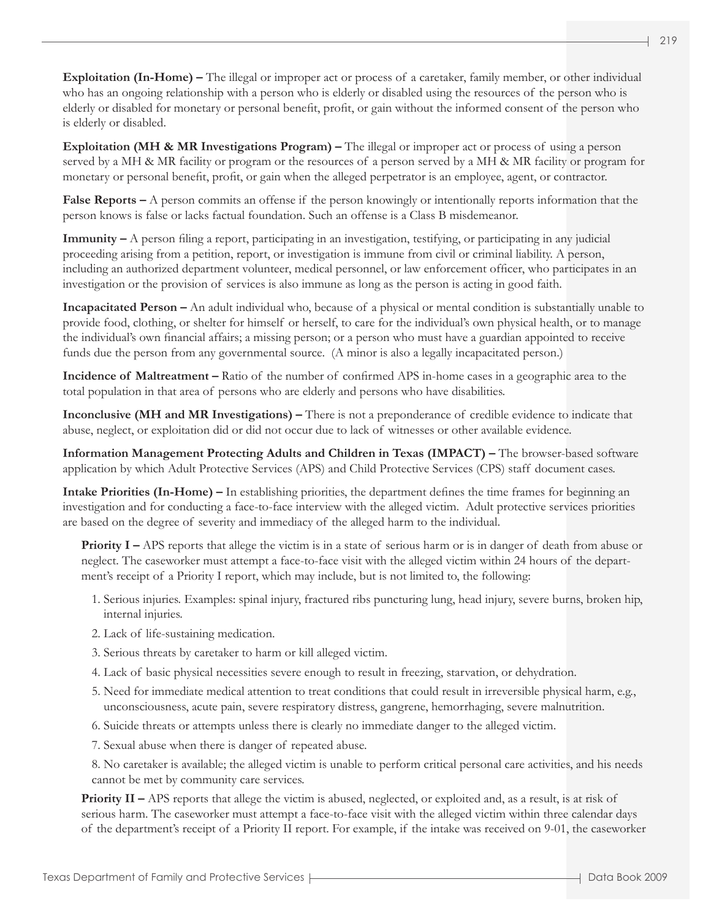**Exploitation (In-Home) –** The illegal or improper act or process of a caretaker, family member, or other individual who has an ongoing relationship with a person who is elderly or disabled using the resources of the person who is elderly or disabled for monetary or personal benefit, profit, or gain without the informed consent of the person who is elderly or disabled.

**Exploitation (MH & MR Investigations Program) –** The illegal or improper act or process of using a person served by a MH & MR facility or program or the resources of a person served by a MH & MR facility or program for monetary or personal benefit, profit, or gain when the alleged perpetrator is an employee, agent, or contractor.

**False Reports –** A person commits an offense if the person knowingly or intentionally reports information that the person knows is false or lacks factual foundation. Such an offense is a Class B misdemeanor.

**Immunity –** A person filing a report, participating in an investigation, testifying, or participating in any judicial proceeding arising from a petition, report, or investigation is immune from civil or criminal liability. A person, including an authorized department volunteer, medical personnel, or law enforcement officer, who participates in an investigation or the provision of services is also immune as long as the person is acting in good faith.

**Incapacitated Person –** An adult individual who, because of a physical or mental condition is substantially unable to provide food, clothing, or shelter for himself or herself, to care for the individual's own physical health, or to manage the individual's own financial affairs; a missing person; or a person who must have a guardian appointed to receive funds due the person from any governmental source. (A minor is also a legally incapacitated person.)

**Incidence of Maltreatment –** Ratio of the number of confirmed APS in-home cases in a geographic area to the total population in that area of persons who are elderly and persons who have disabilities.

**Inconclusive (MH and MR Investigations) –** There is not a preponderance of credible evidence to indicate that abuse, neglect, or exploitation did or did not occur due to lack of witnesses or other available evidence.

**Information Management Protecting Adults and Children in Texas (IMPACT) –** The browser-based software application by which Adult Protective Services (APS) and Child Protective Services (CPS) staff document cases.

**Intake Priorities (In-Home) –** In establishing priorities, the department defines the time frames for beginning an investigation and for conducting a face-to-face interview with the alleged victim. Adult protective services priorities are based on the degree of severity and immediacy of the alleged harm to the individual.

**Priority I –** APS reports that allege the victim is in a state of serious harm or is in danger of death from abuse or neglect. The caseworker must attempt a face-to-face visit with the alleged victim within 24 hours of the department's receipt of a Priority I report, which may include, but is not limited to, the following:

1. Serious injuries. Examples: spinal injury, fractured ribs puncturing lung, head injury, severe burns, broken hip, internal injuries.
2. Lack of life-sustaining medication.
3. Serious threats by caretaker to harm or kill alleged victim.
4. Lack of basic physical necessities severe enough to result in freezing, starvation, or dehydration.
5. Need for immediate medical attention to treat conditions that could result in irreversible physical harm, e.g., unconsciousness, acute pain, severe respiratory distress, gangrene, hemorrhaging, severe malnutrition.
6. Suicide threats or attempts unless there is clearly no immediate danger to the alleged victim.
7. Sexual abuse when there is danger of repeated abuse.
8. No caretaker is available; the alleged victim is unable to perform critical personal care activities, and his needs cannot be met by community care services.

**Priority II –** APS reports that allege the victim is abused, neglected, or exploited and, as a result, is at risk of serious harm. The caseworker must attempt a face-to-face visit with the alleged victim within three calendar days of the department's receipt of a Priority II report. For example, if the intake was received on 9-01, the caseworker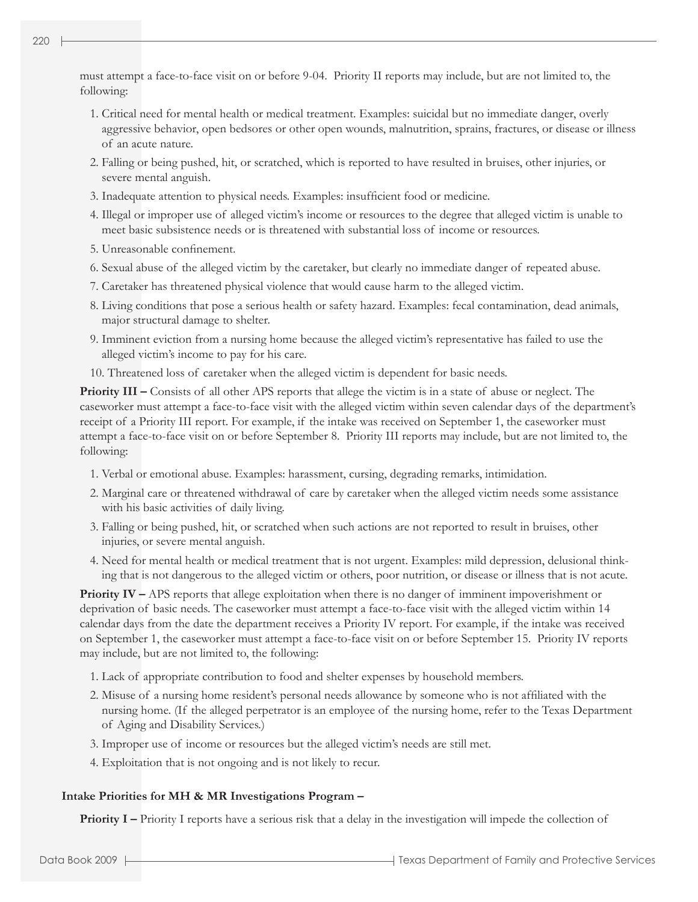must attempt a face-to-face visit on or before 9-04. Priority II reports may include, but are not limited to, the following:

1. Critical need for mental health or medical treatment. Examples: suicidal but no immediate danger, overly aggressive behavior, open bedsores or other open wounds, malnutrition, sprains, fractures, or disease or illness of an acute nature.
2. Falling or being pushed, hit, or scratched, which is reported to have resulted in bruises, other injuries, or severe mental anguish.
3. Inadequate attention to physical needs. Examples: insufficient food or medicine.
4. Illegal or improper use of alleged victim's income or resources to the degree that alleged victim is unable to meet basic subsistence needs or is threatened with substantial loss of income or resources.
5. Unreasonable confinement.
6. Sexual abuse of the alleged victim by the caretaker, but clearly no immediate danger of repeated abuse.
7. Caretaker has threatened physical violence that would cause harm to the alleged victim.
8. Living conditions that pose a serious health or safety hazard. Examples: fecal contamination, dead animals, major structural damage to shelter.
9. Imminent eviction from a nursing home because the alleged victim's representative has failed to use the alleged victim's income to pay for his care.
10. Threatened loss of caretaker when the alleged victim is dependent for basic needs.

**Priority III –** Consists of all other APS reports that allege the victim is in a state of abuse or neglect. The caseworker must attempt a face-to-face visit with the alleged victim within seven calendar days of the department's receipt of a Priority III report. For example, if the intake was received on September 1, the caseworker must attempt a face-to-face visit on or before September 8. Priority III reports may include, but are not limited to, the following:

1. Verbal or emotional abuse. Examples: harassment, cursing, degrading remarks, intimidation.
2. Marginal care or threatened withdrawal of care by caretaker when the alleged victim needs some assistance with his basic activities of daily living.
3. Falling or being pushed, hit, or scratched when such actions are not reported to result in bruises, other injuries, or severe mental anguish.
4. Need for mental health or medical treatment that is not urgent. Examples: mild depression, delusional thinking that is not dangerous to the alleged victim or others, poor nutrition, or disease or illness that is not acute.

**Priority IV –** APS reports that allege exploitation when there is no danger of imminent impoverishment or deprivation of basic needs. The caseworker must attempt a face-to-face visit with the alleged victim within 14 calendar days from the date the department receives a Priority IV report. For example, if the intake was received on September 1, the caseworker must attempt a face-to-face visit on or before September 15. Priority IV reports may include, but are not limited to, the following:

1. Lack of appropriate contribution to food and shelter expenses by household members.
2. Misuse of a nursing home resident's personal needs allowance by someone who is not affiliated with the nursing home. (If the alleged perpetrator is an employee of the nursing home, refer to the Texas Department of Aging and Disability Services.)
3. Improper use of income or resources but the alleged victim's needs are still met.
4. Exploitation that is not ongoing and is not likely to recur.

**Intake Priorities for MH & MR Investigations Program –**

**Priority I –** Priority I reports have a serious risk that a delay in the investigation will impede the collection of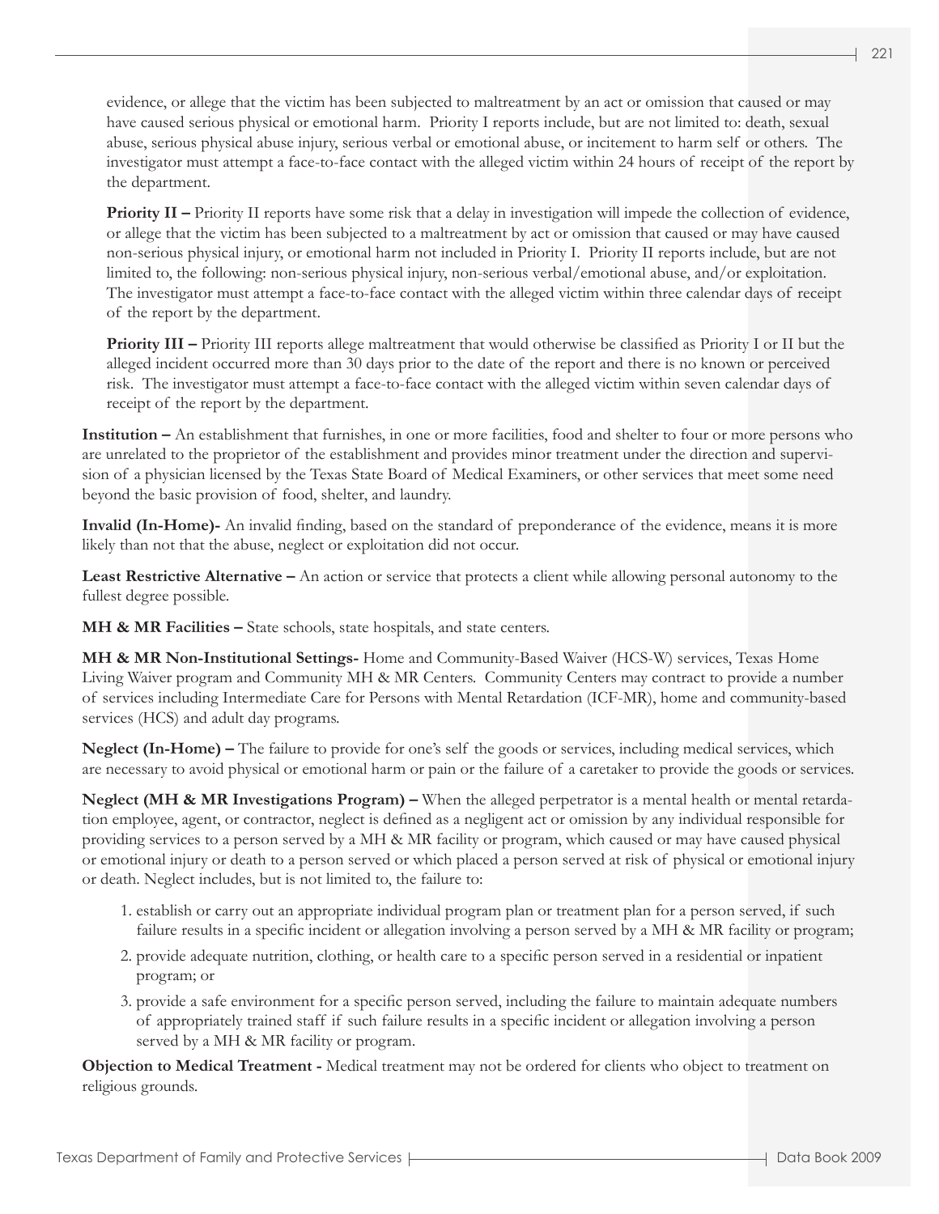evidence, or allege that the victim has been subjected to maltreatment by an act or omission that caused or may have caused serious physical or emotional harm. Priority I reports include, but are not limited to: death, sexual abuse, serious physical abuse injury, serious verbal or emotional abuse, or incitement to harm self or others. The investigator must attempt a face-to-face contact with the alleged victim within 24 hours of receipt of the report by the department.

**Priority II –** Priority II reports have some risk that a delay in investigation will impede the collection of evidence, or allege that the victim has been subjected to a maltreatment by act or omission that caused or may have caused non-serious physical injury, or emotional harm not included in Priority I. Priority II reports include, but are not limited to, the following: non-serious physical injury, non-serious verbal/emotional abuse, and/or exploitation. The investigator must attempt a face-to-face contact with the alleged victim within three calendar days of receipt of the report by the department.

**Priority III –** Priority III reports allege maltreatment that would otherwise be classified as Priority I or II but the alleged incident occurred more than 30 days prior to the date of the report and there is no known or perceived risk. The investigator must attempt a face-to-face contact with the alleged victim within seven calendar days of receipt of the report by the department.

**Institution –** An establishment that furnishes, in one or more facilities, food and shelter to four or more persons who are unrelated to the proprietor of the establishment and provides minor treatment under the direction and supervision of a physician licensed by the Texas State Board of Medical Examiners, or other services that meet some need beyond the basic provision of food, shelter, and laundry.

**Invalid (In-Home)-** An invalid finding, based on the standard of preponderance of the evidence, means it is more likely than not that the abuse, neglect or exploitation did not occur.

**Least Restrictive Alternative –** An action or service that protects a client while allowing personal autonomy to the fullest degree possible.

**MH & MR Facilities –** State schools, state hospitals, and state centers.

**MH & MR Non-Institutional Settings-** Home and Community-Based Waiver (HCS-W) services, Texas Home Living Waiver program and Community MH & MR Centers. Community Centers may contract to provide a number of services including Intermediate Care for Persons with Mental Retardation (ICF-MR), home and community-based services (HCS) and adult day programs.

**Neglect (In-Home) –** The failure to provide for one's self the goods or services, including medical services, which are necessary to avoid physical or emotional harm or pain or the failure of a caretaker to provide the goods or services.

**Neglect (MH & MR Investigations Program) –** When the alleged perpetrator is a mental health or mental retardation employee, agent, or contractor, neglect is defined as a negligent act or omission by any individual responsible for providing services to a person served by a MH & MR facility or program, which caused or may have caused physical or emotional injury or death to a person served or which placed a person served at risk of physical or emotional injury or death. Neglect includes, but is not limited to, the failure to:

1. establish or carry out an appropriate individual program plan or treatment plan for a person served, if such failure results in a specific incident or allegation involving a person served by a MH & MR facility or program;
2. provide adequate nutrition, clothing, or health care to a specific person served in a residential or inpatient program; or
3. provide a safe environment for a specific person served, including the failure to maintain adequate numbers of appropriately trained staff if such failure results in a specific incident or allegation involving a person served by a MH & MR facility or program.

**Objection to Medical Treatment -** Medical treatment may not be ordered for clients who object to treatment on religious grounds.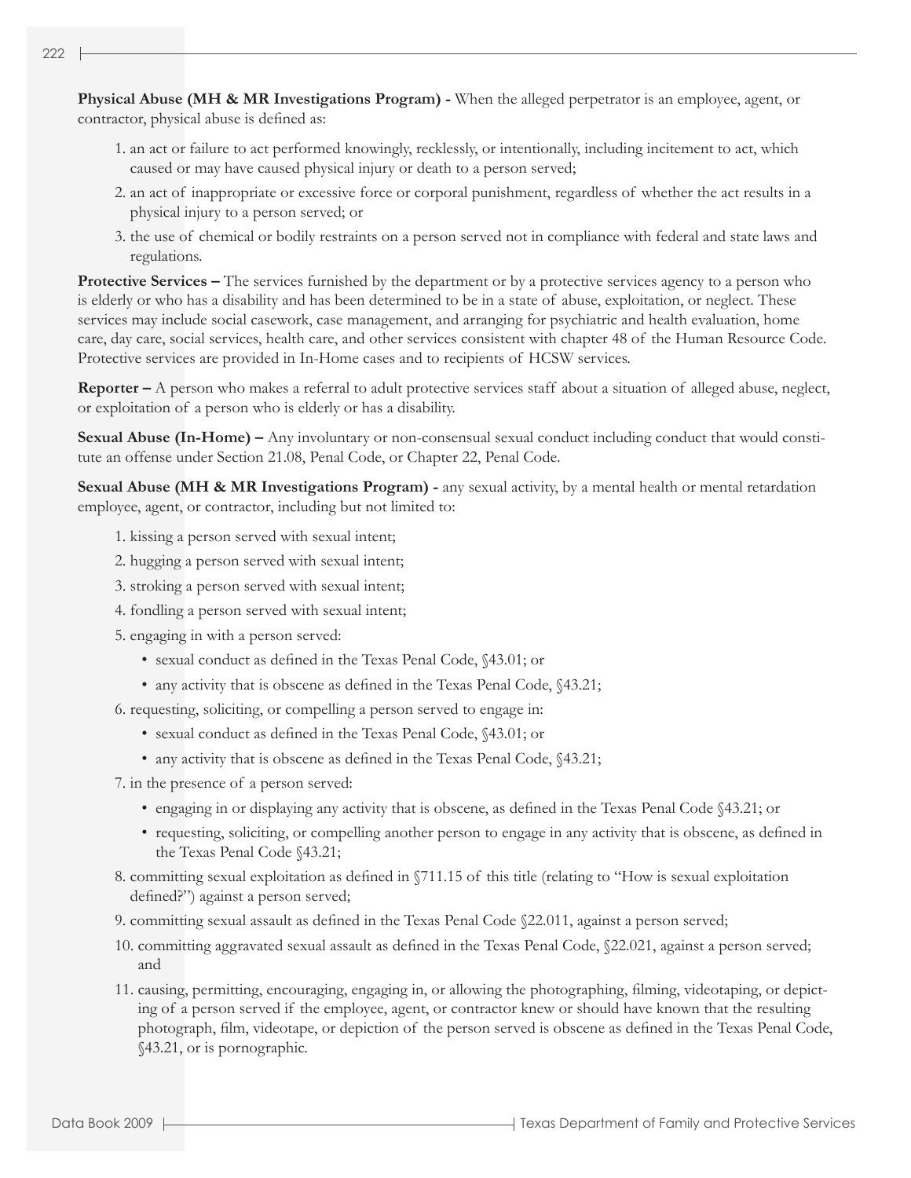**Physical Abuse (MH & MR Investigations Program) -** When the alleged perpetrator is an employee, agent, or contractor, physical abuse is defined as:

1. an act or failure to act performed knowingly, recklessly, or intentionally, including incitement to act, which caused or may have caused physical injury or death to a person served;
2. an act of inappropriate or excessive force or corporal punishment, regardless of whether the act results in a physical injury to a person served; or
3. the use of chemical or bodily restraints on a person served not in compliance with federal and state laws and regulations.

**Protective Services –** The services furnished by the department or by a protective services agency to a person who is elderly or who has a disability and has been determined to be in a state of abuse, exploitation, or neglect. These services may include social casework, case management, and arranging for psychiatric and health evaluation, home care, day care, social services, health care, and other services consistent with chapter 48 of the Human Resource Code. Protective services are provided in In-Home cases and to recipients of HCSW services.

**Reporter –** A person who makes a referral to adult protective services staff about a situation of alleged abuse, neglect, or exploitation of a person who is elderly or has a disability.

**Sexual Abuse (In-Home) –** Any involuntary or non-consensual sexual conduct including conduct that would constitute an offense under Section 21.08, Penal Code, or Chapter 22, Penal Code.

**Sexual Abuse (MH & MR Investigations Program) -** any sexual activity, by a mental health or mental retardation employee, agent, or contractor, including but not limited to:

1. kissing a person served with sexual intent;
2. hugging a person served with sexual intent;
3. stroking a person served with sexual intent;
4. fondling a person served with sexual intent;
5. engaging in with a person served:
   - sexual conduct as defined in the Texas Penal Code, §43.01; or
   - any activity that is obscene as defined in the Texas Penal Code, §43.21;
6. requesting, soliciting, or compelling a person served to engage in:
   - sexual conduct as defined in the Texas Penal Code, §43.01; or
   - any activity that is obscene as defined in the Texas Penal Code, §43.21;
7. in the presence of a person served:
   - engaging in or displaying any activity that is obscene, as defined in the Texas Penal Code §43.21; or
   - requesting, soliciting, or compelling another person to engage in any activity that is obscene, as defined in the Texas Penal Code §43.21;
8. committing sexual exploitation as defined in §711.15 of this title (relating to "How is sexual exploitation defined?") against a person served;
9. committing sexual assault as defined in the Texas Penal Code §22.011, against a person served;
10. committing aggravated sexual assault as defined in the Texas Penal Code, §22.021, against a person served; and
11. causing, permitting, encouraging, engaging in, or allowing the photographing, filming, videotaping, or depicting of a person served if the employee, agent, or contractor knew or should have known that the resulting photograph, film, videotape, or depiction of the person served is obscene as defined in the Texas Penal Code, §43.21, or is pornographic.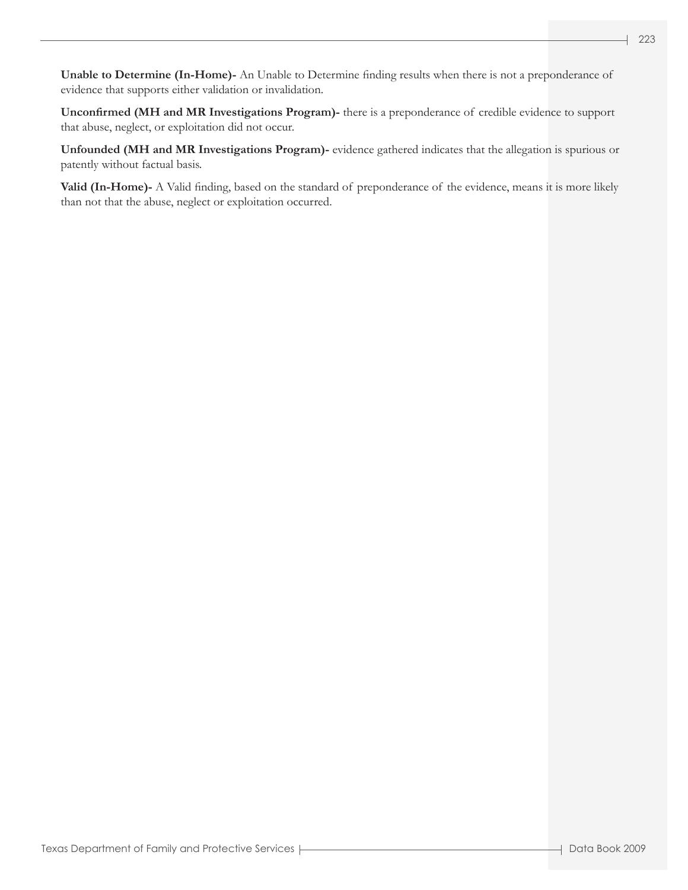**Unable to Determine (In-Home)-** An Unable to Determine finding results when there is not a preponderance of evidence that supports either validation or invalidation.

**Unconfirmed (MH and MR Investigations Program)-** there is a preponderance of credible evidence to support that abuse, neglect, or exploitation did not occur.

**Unfounded (MH and MR Investigations Program)-** evidence gathered indicates that the allegation is spurious or patently without factual basis.

**Valid (In-Home)-** A Valid finding, based on the standard of preponderance of the evidence, means it is more likely than not that the abuse, neglect or exploitation occurred.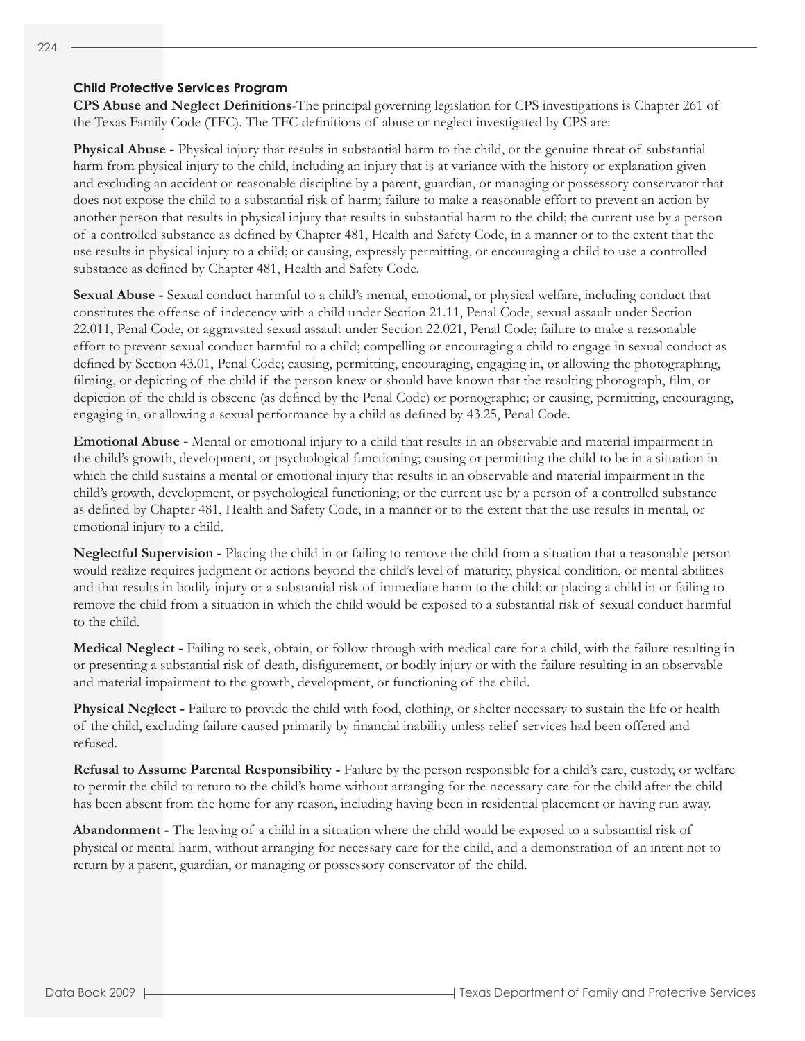## Child Protective Services Program

**CPS Abuse and Neglect Definitions**-The principal governing legislation for CPS investigations is Chapter 261 of the Texas Family Code (TFC). The TFC definitions of abuse or neglect investigated by CPS are:

**Physical Abuse -** Physical injury that results in substantial harm to the child, or the genuine threat of substantial harm from physical injury to the child, including an injury that is at variance with the history or explanation given and excluding an accident or reasonable discipline by a parent, guardian, or managing or possessory conservator that does not expose the child to a substantial risk of harm; failure to make a reasonable effort to prevent an action by another person that results in physical injury that results in substantial harm to the child; the current use by a person of a controlled substance as defined by Chapter 481, Health and Safety Code, in a manner or to the extent that the use results in physical injury to a child; or causing, expressly permitting, or encouraging a child to use a controlled substance as defined by Chapter 481, Health and Safety Code.

**Sexual Abuse -** Sexual conduct harmful to a child's mental, emotional, or physical welfare, including conduct that constitutes the offense of indecency with a child under Section 21.11, Penal Code, sexual assault under Section 22.011, Penal Code, or aggravated sexual assault under Section 22.021, Penal Code; failure to make a reasonable effort to prevent sexual conduct harmful to a child; compelling or encouraging a child to engage in sexual conduct as defined by Section 43.01, Penal Code; causing, permitting, encouraging, engaging in, or allowing the photographing, filming, or depicting of the child if the person knew or should have known that the resulting photograph, film, or depiction of the child is obscene (as defined by the Penal Code) or pornographic; or causing, permitting, encouraging, engaging in, or allowing a sexual performance by a child as defined by 43.25, Penal Code.

**Emotional Abuse -** Mental or emotional injury to a child that results in an observable and material impairment in the child's growth, development, or psychological functioning; causing or permitting the child to be in a situation in which the child sustains a mental or emotional injury that results in an observable and material impairment in the child's growth, development, or psychological functioning; or the current use by a person of a controlled substance as defined by Chapter 481, Health and Safety Code, in a manner or to the extent that the use results in mental, or emotional injury to a child.

**Neglectful Supervision -** Placing the child in or failing to remove the child from a situation that a reasonable person would realize requires judgment or actions beyond the child's level of maturity, physical condition, or mental abilities and that results in bodily injury or a substantial risk of immediate harm to the child; or placing a child in or failing to remove the child from a situation in which the child would be exposed to a substantial risk of sexual conduct harmful to the child.

**Medical Neglect -** Failing to seek, obtain, or follow through with medical care for a child, with the failure resulting in or presenting a substantial risk of death, disfigurement, or bodily injury or with the failure resulting in an observable and material impairment to the growth, development, or functioning of the child.

**Physical Neglect -** Failure to provide the child with food, clothing, or shelter necessary to sustain the life or health of the child, excluding failure caused primarily by financial inability unless relief services had been offered and refused.

**Refusal to Assume Parental Responsibility -** Failure by the person responsible for a child's care, custody, or welfare to permit the child to return to the child's home without arranging for the necessary care for the child after the child has been absent from the home for any reason, including having been in residential placement or having run away.

**Abandonment -** The leaving of a child in a situation where the child would be exposed to a substantial risk of physical or mental harm, without arranging for necessary care for the child, and a demonstration of an intent not to return by a parent, guardian, or managing or possessory conservator of the child.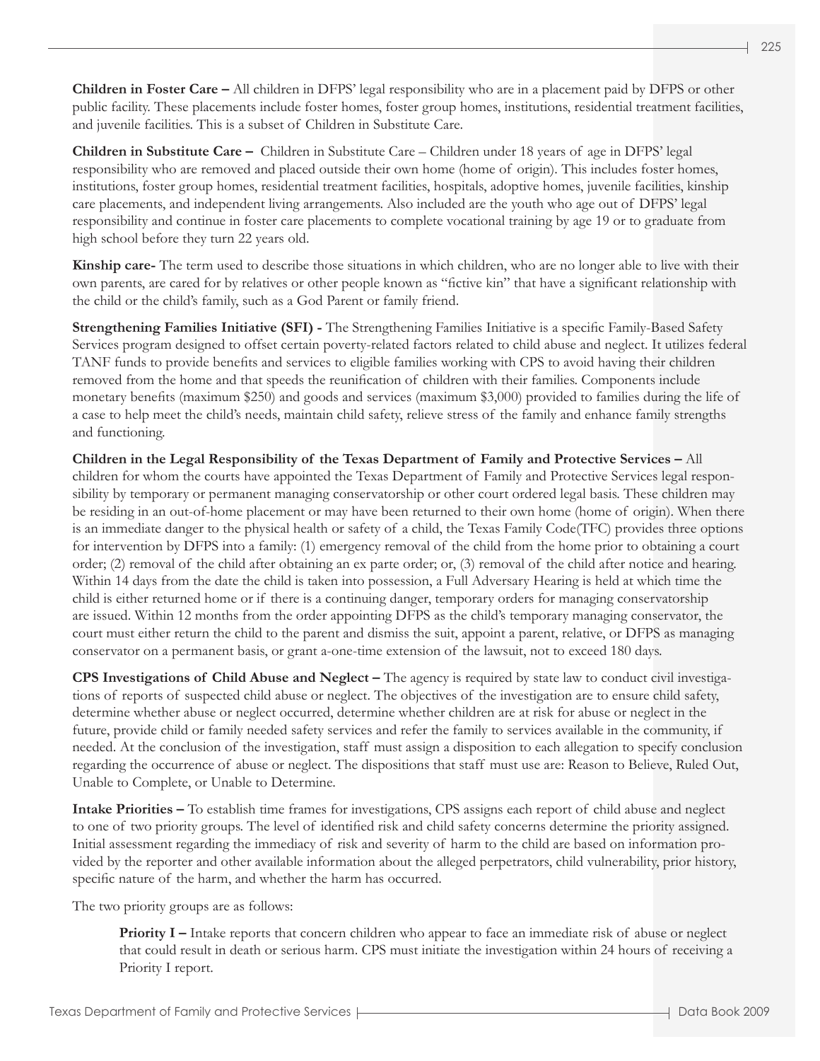**Children in Foster Care –** All children in DFPS' legal responsibility who are in a placement paid by DFPS or other public facility. These placements include foster homes, foster group homes, institutions, residential treatment facilities, and juvenile facilities. This is a subset of Children in Substitute Care.

**Children in Substitute Care –** Children in Substitute Care – Children under 18 years of age in DFPS' legal responsibility who are removed and placed outside their own home (home of origin). This includes foster homes, institutions, foster group homes, residential treatment facilities, hospitals, adoptive homes, juvenile facilities, kinship care placements, and independent living arrangements. Also included are the youth who age out of DFPS' legal responsibility and continue in foster care placements to complete vocational training by age 19 or to graduate from high school before they turn 22 years old.

**Kinship care-** The term used to describe those situations in which children, who are no longer able to live with their own parents, are cared for by relatives or other people known as "fictive kin" that have a significant relationship with the child or the child's family, such as a God Parent or family friend.

**Strengthening Families Initiative (SFI) -** The Strengthening Families Initiative is a specific Family-Based Safety Services program designed to offset certain poverty-related factors related to child abuse and neglect. It utilizes federal TANF funds to provide benefits and services to eligible families working with CPS to avoid having their children removed from the home and that speeds the reunification of children with their families. Components include monetary benefits (maximum $250) and goods and services (maximum $3,000) provided to families during the life of a case to help meet the child's needs, maintain child safety, relieve stress of the family and enhance family strengths and functioning.

**Children in the Legal Responsibility of the Texas Department of Family and Protective Services –** All children for whom the courts have appointed the Texas Department of Family and Protective Services legal responsibility by temporary or permanent managing conservatorship or other court ordered legal basis. These children may be residing in an out-of-home placement or may have been returned to their own home (home of origin). When there is an immediate danger to the physical health or safety of a child, the Texas Family Code(TFC) provides three options for intervention by DFPS into a family: (1) emergency removal of the child from the home prior to obtaining a court order; (2) removal of the child after obtaining an ex parte order; or, (3) removal of the child after notice and hearing. Within 14 days from the date the child is taken into possession, a Full Adversary Hearing is held at which time the child is either returned home or if there is a continuing danger, temporary orders for managing conservatorship are issued. Within 12 months from the order appointing DFPS as the child's temporary managing conservator, the court must either return the child to the parent and dismiss the suit, appoint a parent, relative, or DFPS as managing conservator on a permanent basis, or grant a-one-time extension of the lawsuit, not to exceed 180 days.

**CPS Investigations of Child Abuse and Neglect –** The agency is required by state law to conduct civil investigations of reports of suspected child abuse or neglect. The objectives of the investigation are to ensure child safety, determine whether abuse or neglect occurred, determine whether children are at risk for abuse or neglect in the future, provide child or family needed safety services and refer the family to services available in the community, if needed. At the conclusion of the investigation, staff must assign a disposition to each allegation to specify conclusion regarding the occurrence of abuse or neglect. The dispositions that staff must use are: Reason to Believe, Ruled Out, Unable to Complete, or Unable to Determine.

**Intake Priorities –** To establish time frames for investigations, CPS assigns each report of child abuse and neglect to one of two priority groups. The level of identified risk and child safety concerns determine the priority assigned. Initial assessment regarding the immediacy of risk and severity of harm to the child are based on information provided by the reporter and other available information about the alleged perpetrators, child vulnerability, prior history, specific nature of the harm, and whether the harm has occurred.

The two priority groups are as follows:

> **Priority I –** Intake reports that concern children who appear to face an immediate risk of abuse or neglect that could result in death or serious harm. CPS must initiate the investigation within 24 hours of receiving a Priority I report.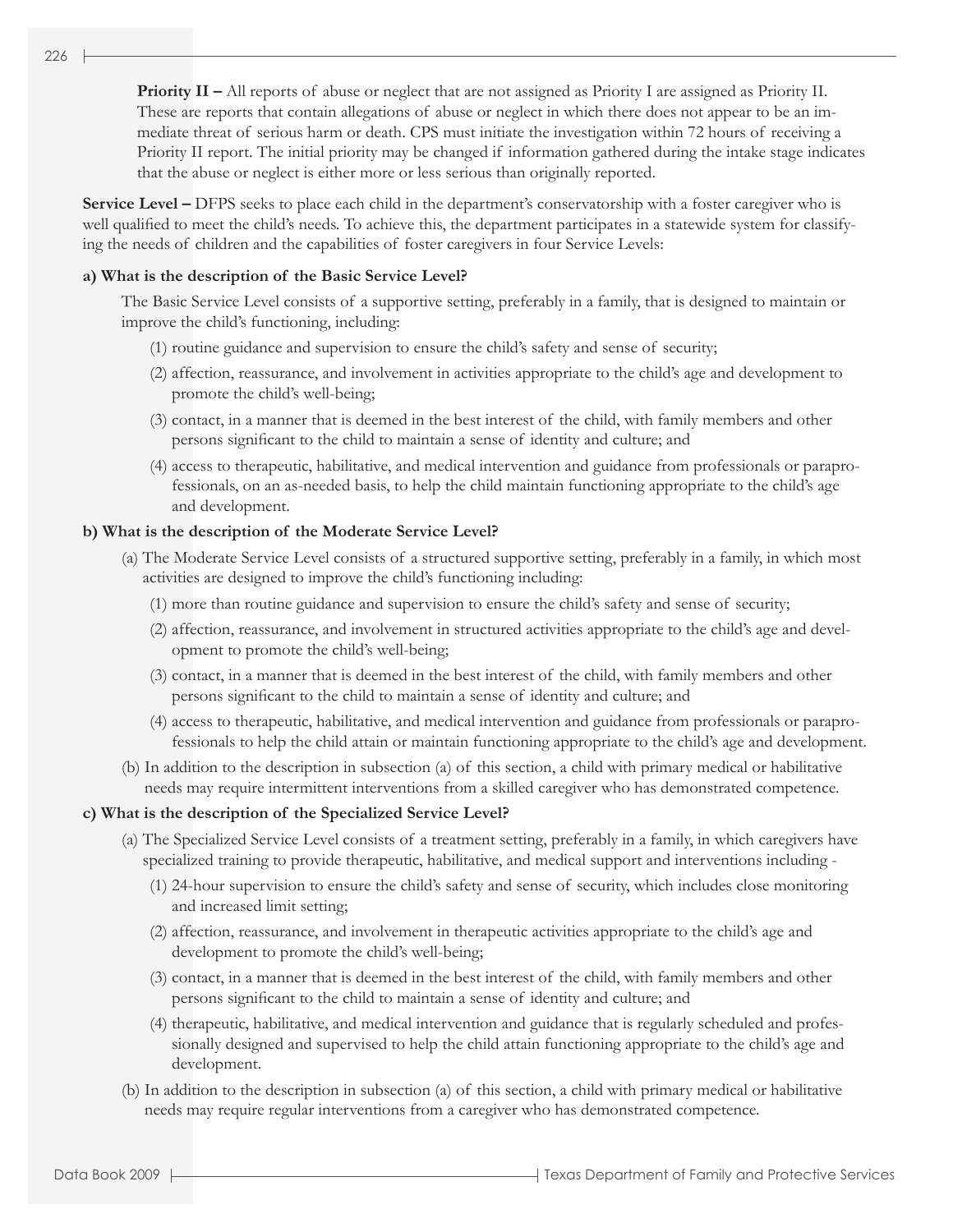**Priority II –** All reports of abuse or neglect that are not assigned as Priority I are assigned as Priority II. These are reports that contain allegations of abuse or neglect in which there does not appear to be an immediate threat of serious harm or death. CPS must initiate the investigation within 72 hours of receiving a Priority II report. The initial priority may be changed if information gathered during the intake stage indicates that the abuse or neglect is either more or less serious than originally reported.

**Service Level –** DFPS seeks to place each child in the department's conservatorship with a foster caregiver who is well qualified to meet the child's needs. To achieve this, the department participates in a statewide system for classifying the needs of children and the capabilities of foster caregivers in four Service Levels:

**a) What is the description of the Basic Service Level?**

The Basic Service Level consists of a supportive setting, preferably in a family, that is designed to maintain or improve the child's functioning, including:

(1) routine guidance and supervision to ensure the child's safety and sense of security;

(2) affection, reassurance, and involvement in activities appropriate to the child's age and development to promote the child's well-being;

(3) contact, in a manner that is deemed in the best interest of the child, with family members and other persons significant to the child to maintain a sense of identity and culture; and

(4) access to therapeutic, habilitative, and medical intervention and guidance from professionals or paraprofessionals, on an as-needed basis, to help the child maintain functioning appropriate to the child's age and development.

**b) What is the description of the Moderate Service Level?**

(a) The Moderate Service Level consists of a structured supportive setting, preferably in a family, in which most activities are designed to improve the child's functioning including:

(1) more than routine guidance and supervision to ensure the child's safety and sense of security;

(2) affection, reassurance, and involvement in structured activities appropriate to the child's age and development to promote the child's well-being;

(3) contact, in a manner that is deemed in the best interest of the child, with family members and other persons significant to the child to maintain a sense of identity and culture; and

(4) access to therapeutic, habilitative, and medical intervention and guidance from professionals or paraprofessionals to help the child attain or maintain functioning appropriate to the child's age and development.

(b) In addition to the description in subsection (a) of this section, a child with primary medical or habilitative needs may require intermittent interventions from a skilled caregiver who has demonstrated competence.

**c) What is the description of the Specialized Service Level?**

(a) The Specialized Service Level consists of a treatment setting, preferably in a family, in which caregivers have specialized training to provide therapeutic, habilitative, and medical support and interventions including -

(1) 24-hour supervision to ensure the child's safety and sense of security, which includes close monitoring and increased limit setting;

(2) affection, reassurance, and involvement in therapeutic activities appropriate to the child's age and development to promote the child's well-being;

(3) contact, in a manner that is deemed in the best interest of the child, with family members and other persons significant to the child to maintain a sense of identity and culture; and

(4) therapeutic, habilitative, and medical intervention and guidance that is regularly scheduled and professionally designed and supervised to help the child attain functioning appropriate to the child's age and development.

(b) In addition to the description in subsection (a) of this section, a child with primary medical or habilitative needs may require regular interventions from a caregiver who has demonstrated competence.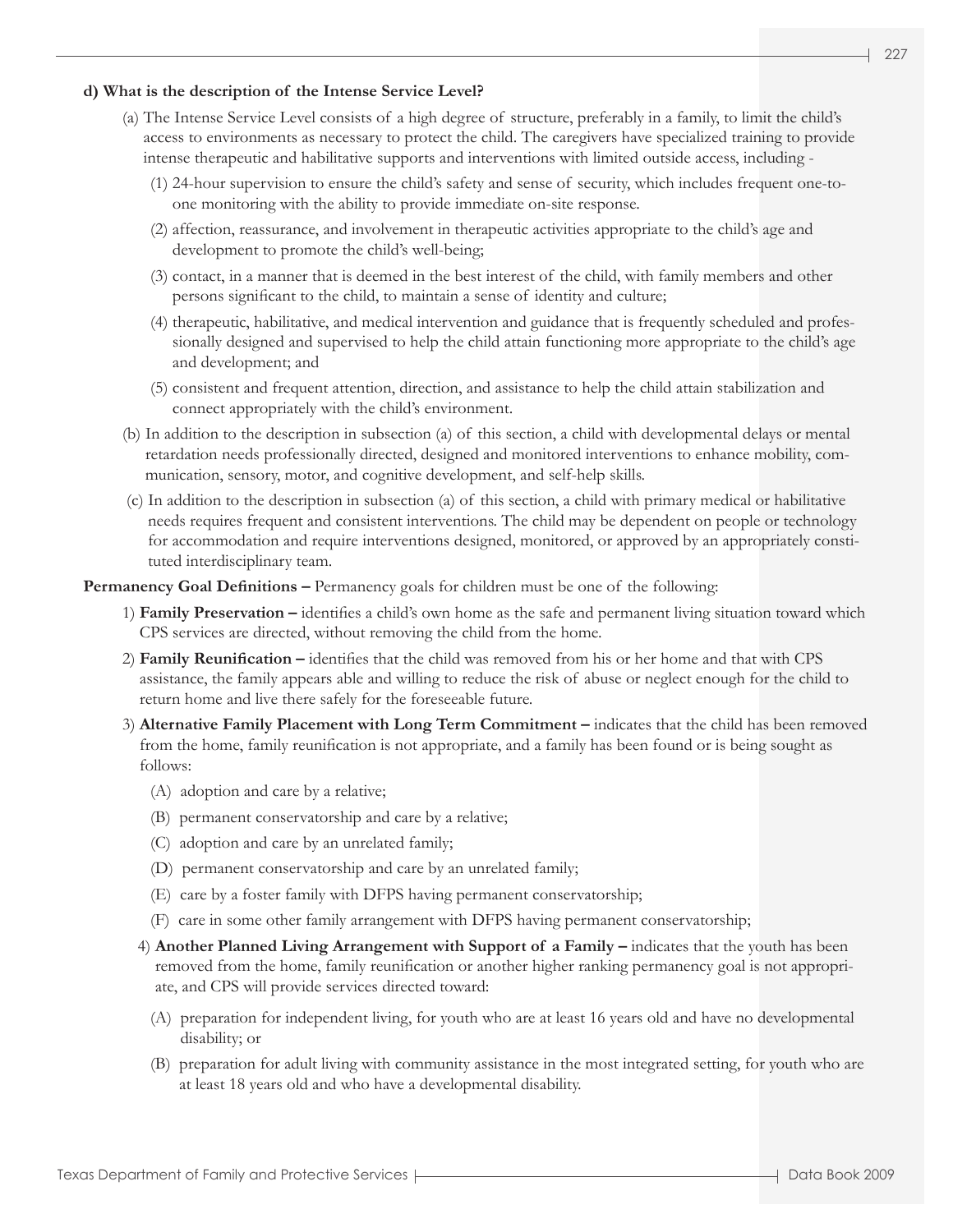**d) What is the description of the Intense Service Level?**

(a) The Intense Service Level consists of a high degree of structure, preferably in a family, to limit the child's access to environments as necessary to protect the child. The caregivers have specialized training to provide intense therapeutic and habilitative supports and interventions with limited outside access, including -

(1) 24-hour supervision to ensure the child's safety and sense of security, which includes frequent one-to-one monitoring with the ability to provide immediate on-site response.

(2) affection, reassurance, and involvement in therapeutic activities appropriate to the child's age and development to promote the child's well-being;

(3) contact, in a manner that is deemed in the best interest of the child, with family members and other persons significant to the child, to maintain a sense of identity and culture;

(4) therapeutic, habilitative, and medical intervention and guidance that is frequently scheduled and professionally designed and supervised to help the child attain functioning more appropriate to the child's age and development; and

(5) consistent and frequent attention, direction, and assistance to help the child attain stabilization and connect appropriately with the child's environment.

(b) In addition to the description in subsection (a) of this section, a child with developmental delays or mental retardation needs professionally directed, designed and monitored interventions to enhance mobility, communication, sensory, motor, and cognitive development, and self-help skills.

(c) In addition to the description in subsection (a) of this section, a child with primary medical or habilitative needs requires frequent and consistent interventions. The child may be dependent on people or technology for accommodation and require interventions designed, monitored, or approved by an appropriately constituted interdisciplinary team.

**Permanency Goal Definitions –** Permanency goals for children must be one of the following:

1) **Family Preservation –** identifies a child's own home as the safe and permanent living situation toward which CPS services are directed, without removing the child from the home.

2) **Family Reunification –** identifies that the child was removed from his or her home and that with CPS assistance, the family appears able and willing to reduce the risk of abuse or neglect enough for the child to return home and live there safely for the foreseeable future.

3) **Alternative Family Placement with Long Term Commitment –** indicates that the child has been removed from the home, family reunification is not appropriate, and a family has been found or is being sought as follows:

(A) adoption and care by a relative;

(B) permanent conservatorship and care by a relative;

(C) adoption and care by an unrelated family;

(D) permanent conservatorship and care by an unrelated family;

(E) care by a foster family with DFPS having permanent conservatorship;

(F) care in some other family arrangement with DFPS having permanent conservatorship;

4) **Another Planned Living Arrangement with Support of a Family –** indicates that the youth has been removed from the home, family reunification or another higher ranking permanency goal is not appropriate, and CPS will provide services directed toward:

(A) preparation for independent living, for youth who are at least 16 years old and have no developmental disability; or

(B) preparation for adult living with community assistance in the most integrated setting, for youth who are at least 18 years old and who have a developmental disability.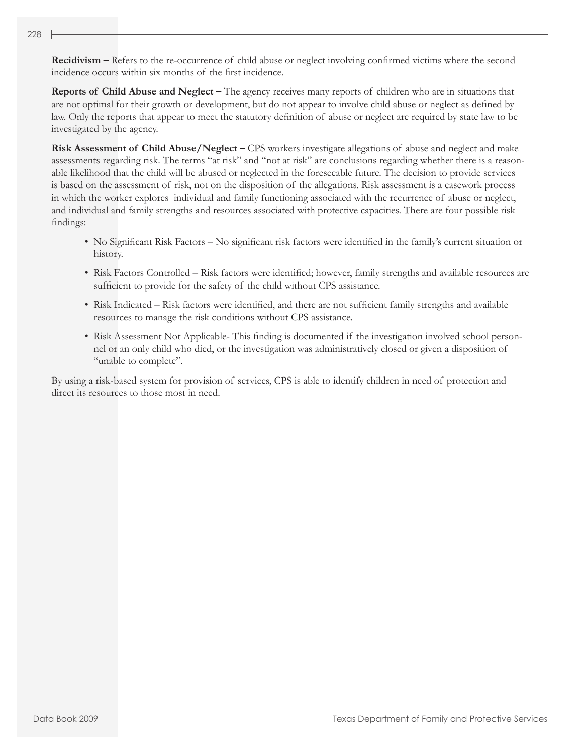**Recidivism –** Refers to the re-occurrence of child abuse or neglect involving confirmed victims where the second incidence occurs within six months of the first incidence.

**Reports of Child Abuse and Neglect –** The agency receives many reports of children who are in situations that are not optimal for their growth or development, but do not appear to involve child abuse or neglect as defined by law. Only the reports that appear to meet the statutory definition of abuse or neglect are required by state law to be investigated by the agency.

**Risk Assessment of Child Abuse/Neglect –** CPS workers investigate allegations of abuse and neglect and make assessments regarding risk. The terms "at risk" and "not at risk" are conclusions regarding whether there is a reasonable likelihood that the child will be abused or neglected in the foreseeable future. The decision to provide services is based on the assessment of risk, not on the disposition of the allegations. Risk assessment is a casework process in which the worker explores individual and family functioning associated with the recurrence of abuse or neglect, and individual and family strengths and resources associated with protective capacities. There are four possible risk findings:

- No Significant Risk Factors – No significant risk factors were identified in the family's current situation or history.
- Risk Factors Controlled – Risk factors were identified; however, family strengths and available resources are sufficient to provide for the safety of the child without CPS assistance.
- Risk Indicated – Risk factors were identified, and there are not sufficient family strengths and available resources to manage the risk conditions without CPS assistance.
- Risk Assessment Not Applicable- This finding is documented if the investigation involved school personnel or an only child who died, or the investigation was administratively closed or given a disposition of "unable to complete".

By using a risk-based system for provision of services, CPS is able to identify children in need of protection and direct its resources to those most in need.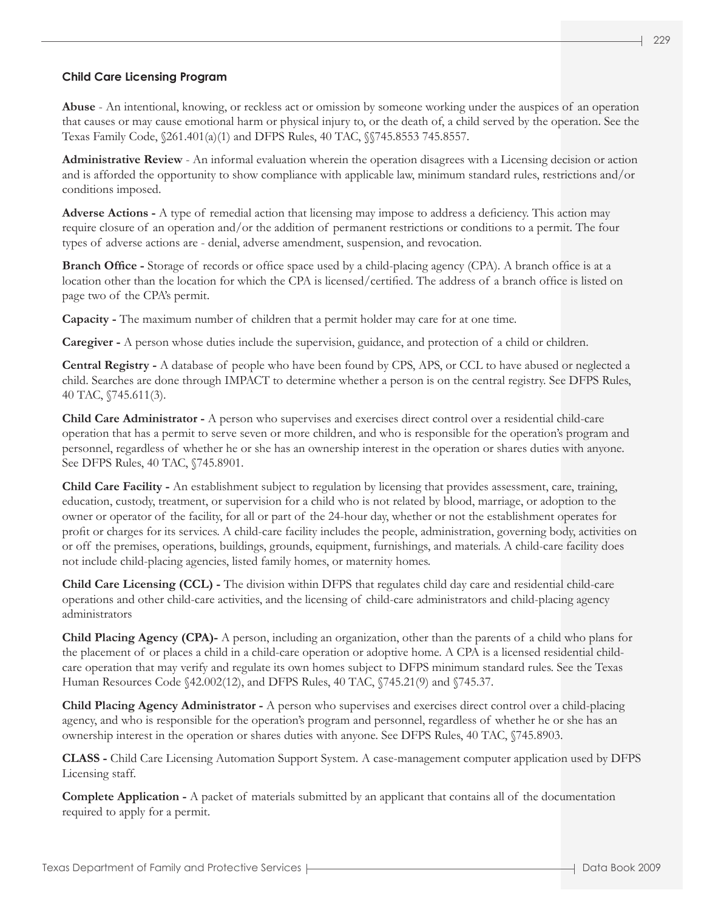### Child Care Licensing Program

**Abuse** - An intentional, knowing, or reckless act or omission by someone working under the auspices of an operation that causes or may cause emotional harm or physical injury to, or the death of, a child served by the operation. See the Texas Family Code, §261.401(a)(1) and DFPS Rules, 40 TAC, §§745.8553 745.8557.

**Administrative Review** - An informal evaluation wherein the operation disagrees with a Licensing decision or action and is afforded the opportunity to show compliance with applicable law, minimum standard rules, restrictions and/or conditions imposed.

**Adverse Actions -** A type of remedial action that licensing may impose to address a deficiency. This action may require closure of an operation and/or the addition of permanent restrictions or conditions to a permit. The four types of adverse actions are - denial, adverse amendment, suspension, and revocation.

**Branch Office -** Storage of records or office space used by a child-placing agency (CPA). A branch office is at a location other than the location for which the CPA is licensed/certified. The address of a branch office is listed on page two of the CPA's permit.

**Capacity -** The maximum number of children that a permit holder may care for at one time.

**Caregiver -** A person whose duties include the supervision, guidance, and protection of a child or children.

**Central Registry -** A database of people who have been found by CPS, APS, or CCL to have abused or neglected a child. Searches are done through IMPACT to determine whether a person is on the central registry. See DFPS Rules, 40 TAC, §745.611(3).

**Child Care Administrator -** A person who supervises and exercises direct control over a residential child-care operation that has a permit to serve seven or more children, and who is responsible for the operation's program and personnel, regardless of whether he or she has an ownership interest in the operation or shares duties with anyone. See DFPS Rules, 40 TAC, §745.8901.

**Child Care Facility -** An establishment subject to regulation by licensing that provides assessment, care, training, education, custody, treatment, or supervision for a child who is not related by blood, marriage, or adoption to the owner or operator of the facility, for all or part of the 24-hour day, whether or not the establishment operates for profit or charges for its services. A child-care facility includes the people, administration, governing body, activities on or off the premises, operations, buildings, grounds, equipment, furnishings, and materials. A child-care facility does not include child-placing agencies, listed family homes, or maternity homes.

**Child Care Licensing (CCL) -** The division within DFPS that regulates child day care and residential child-care operations and other child-care activities, and the licensing of child-care administrators and child-placing agency administrators

**Child Placing Agency (CPA)-** A person, including an organization, other than the parents of a child who plans for the placement of or places a child in a child-care operation or adoptive home. A CPA is a licensed residential child-care operation that may verify and regulate its own homes subject to DFPS minimum standard rules. See the Texas Human Resources Code §42.002(12), and DFPS Rules, 40 TAC, §745.21(9) and §745.37.

**Child Placing Agency Administrator -** A person who supervises and exercises direct control over a child-placing agency, and who is responsible for the operation's program and personnel, regardless of whether he or she has an ownership interest in the operation or shares duties with anyone. See DFPS Rules, 40 TAC, §745.8903.

**CLASS -** Child Care Licensing Automation Support System. A case-management computer application used by DFPS Licensing staff.

**Complete Application -** A packet of materials submitted by an applicant that contains all of the documentation required to apply for a permit.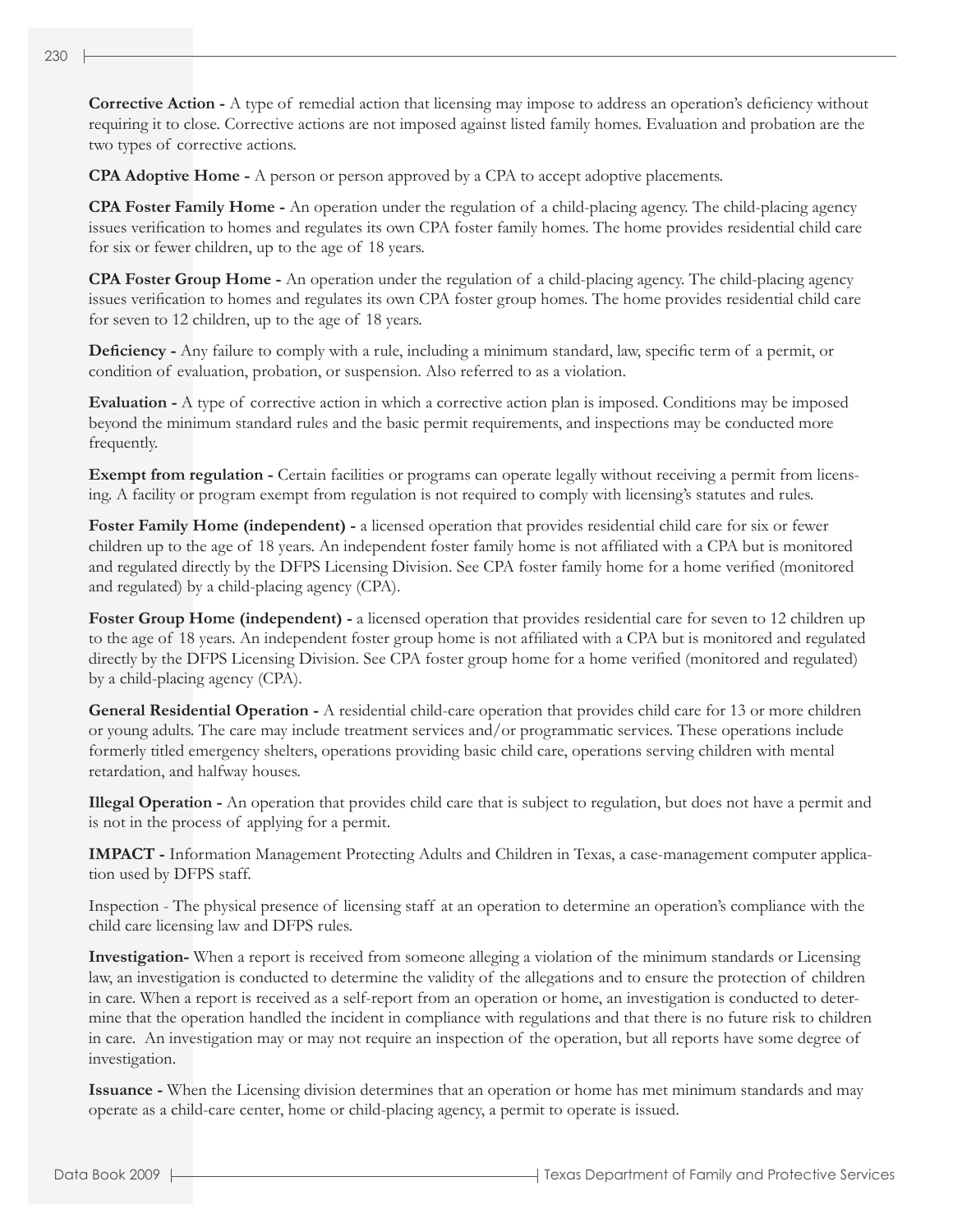**Corrective Action -** A type of remedial action that licensing may impose to address an operation's deficiency without requiring it to close. Corrective actions are not imposed against listed family homes. Evaluation and probation are the two types of corrective actions.

**CPA Adoptive Home -** A person or person approved by a CPA to accept adoptive placements.

**CPA Foster Family Home -** An operation under the regulation of a child-placing agency. The child-placing agency issues verification to homes and regulates its own CPA foster family homes. The home provides residential child care for six or fewer children, up to the age of 18 years.

**CPA Foster Group Home -** An operation under the regulation of a child-placing agency. The child-placing agency issues verification to homes and regulates its own CPA foster group homes. The home provides residential child care for seven to 12 children, up to the age of 18 years.

**Deficiency -** Any failure to comply with a rule, including a minimum standard, law, specific term of a permit, or condition of evaluation, probation, or suspension. Also referred to as a violation.

**Evaluation -** A type of corrective action in which a corrective action plan is imposed. Conditions may be imposed beyond the minimum standard rules and the basic permit requirements, and inspections may be conducted more frequently.

**Exempt from regulation -** Certain facilities or programs can operate legally without receiving a permit from licensing. A facility or program exempt from regulation is not required to comply with licensing's statutes and rules.

**Foster Family Home (independent) -** a licensed operation that provides residential child care for six or fewer children up to the age of 18 years. An independent foster family home is not affiliated with a CPA but is monitored and regulated directly by the DFPS Licensing Division. See CPA foster family home for a home verified (monitored and regulated) by a child-placing agency (CPA).

**Foster Group Home (independent) -** a licensed operation that provides residential care for seven to 12 children up to the age of 18 years. An independent foster group home is not affiliated with a CPA but is monitored and regulated directly by the DFPS Licensing Division. See CPA foster group home for a home verified (monitored and regulated) by a child-placing agency (CPA).

**General Residential Operation -** A residential child-care operation that provides child care for 13 or more children or young adults. The care may include treatment services and/or programmatic services. These operations include formerly titled emergency shelters, operations providing basic child care, operations serving children with mental retardation, and halfway houses.

**Illegal Operation -** An operation that provides child care that is subject to regulation, but does not have a permit and is not in the process of applying for a permit.

**IMPACT -** Information Management Protecting Adults and Children in Texas, a case-management computer application used by DFPS staff.

Inspection - The physical presence of licensing staff at an operation to determine an operation's compliance with the child care licensing law and DFPS rules.

**Investigation-** When a report is received from someone alleging a violation of the minimum standards or Licensing law, an investigation is conducted to determine the validity of the allegations and to ensure the protection of children in care. When a report is received as a self-report from an operation or home, an investigation is conducted to determine that the operation handled the incident in compliance with regulations and that there is no future risk to children in care. An investigation may or may not require an inspection of the operation, but all reports have some degree of investigation.

**Issuance -** When the Licensing division determines that an operation or home has met minimum standards and may operate as a child-care center, home or child-placing agency, a permit to operate is issued.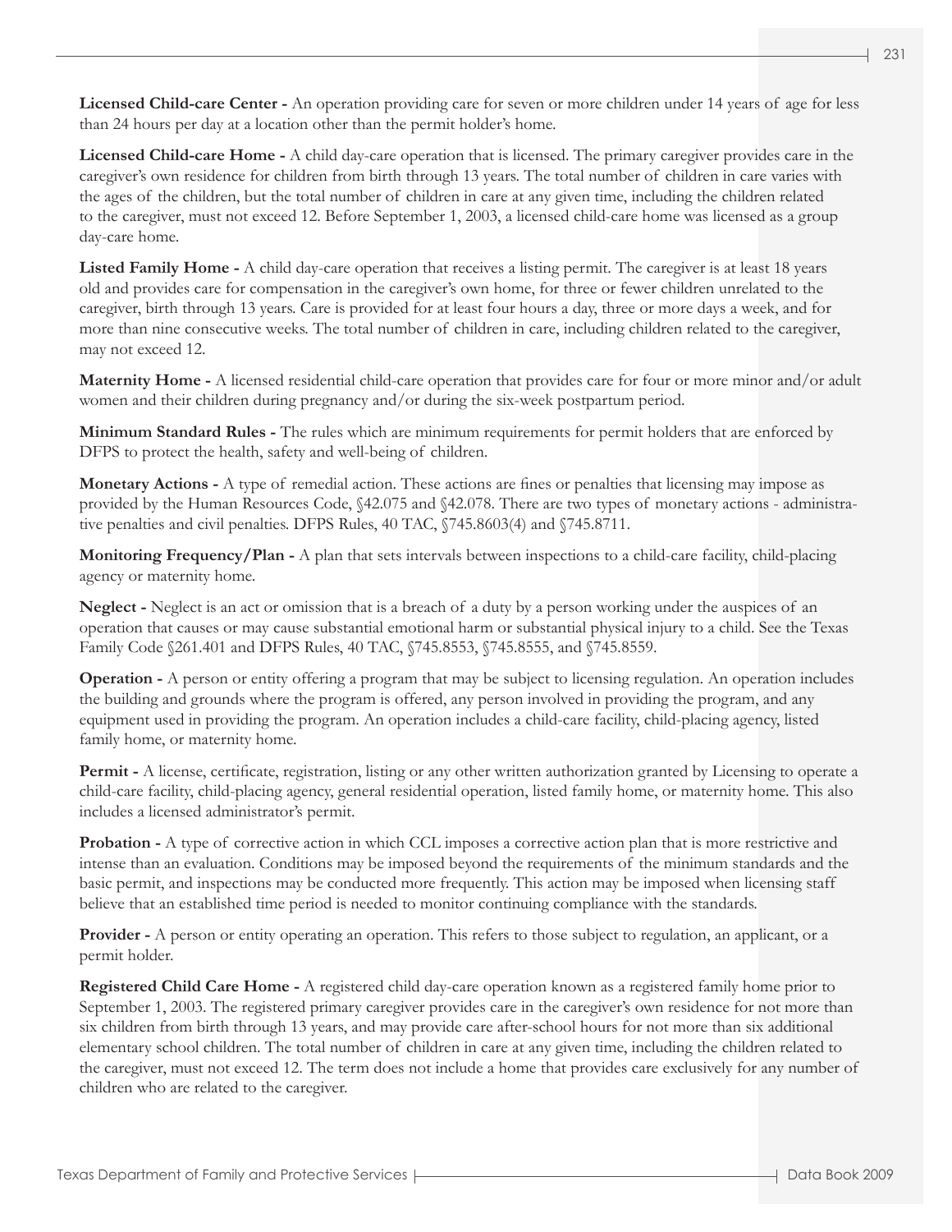**Licensed Child-care Center -** An operation providing care for seven or more children under 14 years of age for less than 24 hours per day at a location other than the permit holder's home.

**Licensed Child-care Home -** A child day-care operation that is licensed. The primary caregiver provides care in the caregiver's own residence for children from birth through 13 years. The total number of children in care varies with the ages of the children, but the total number of children in care at any given time, including the children related to the caregiver, must not exceed 12. Before September 1, 2003, a licensed child-care home was licensed as a group day-care home.

**Listed Family Home -** A child day-care operation that receives a listing permit. The caregiver is at least 18 years old and provides care for compensation in the caregiver's own home, for three or fewer children unrelated to the caregiver, birth through 13 years. Care is provided for at least four hours a day, three or more days a week, and for more than nine consecutive weeks. The total number of children in care, including children related to the caregiver, may not exceed 12.

**Maternity Home -** A licensed residential child-care operation that provides care for four or more minor and/or adult women and their children during pregnancy and/or during the six-week postpartum period.

**Minimum Standard Rules -** The rules which are minimum requirements for permit holders that are enforced by DFPS to protect the health, safety and well-being of children.

**Monetary Actions -** A type of remedial action. These actions are fines or penalties that licensing may impose as provided by the Human Resources Code, §42.075 and §42.078. There are two types of monetary actions - administrative penalties and civil penalties. DFPS Rules, 40 TAC, §745.8603(4) and §745.8711.

**Monitoring Frequency/Plan -** A plan that sets intervals between inspections to a child-care facility, child-placing agency or maternity home.

**Neglect -** Neglect is an act or omission that is a breach of a duty by a person working under the auspices of an operation that causes or may cause substantial emotional harm or substantial physical injury to a child. See the Texas Family Code §261.401 and DFPS Rules, 40 TAC, §745.8553, §745.8555, and §745.8559.

**Operation -** A person or entity offering a program that may be subject to licensing regulation. An operation includes the building and grounds where the program is offered, any person involved in providing the program, and any equipment used in providing the program. An operation includes a child-care facility, child-placing agency, listed family home, or maternity home.

**Permit -** A license, certificate, registration, listing or any other written authorization granted by Licensing to operate a child-care facility, child-placing agency, general residential operation, listed family home, or maternity home. This also includes a licensed administrator's permit.

**Probation -** A type of corrective action in which CCL imposes a corrective action plan that is more restrictive and intense than an evaluation. Conditions may be imposed beyond the requirements of the minimum standards and the basic permit, and inspections may be conducted more frequently. This action may be imposed when licensing staff believe that an established time period is needed to monitor continuing compliance with the standards.

**Provider -** A person or entity operating an operation. This refers to those subject to regulation, an applicant, or a permit holder.

**Registered Child Care Home -** A registered child day-care operation known as a registered family home prior to September 1, 2003. The registered primary caregiver provides care in the caregiver's own residence for not more than six children from birth through 13 years, and may provide care after-school hours for not more than six additional elementary school children. The total number of children in care at any given time, including the children related to the caregiver, must not exceed 12. The term does not include a home that provides care exclusively for any number of children who are related to the caregiver.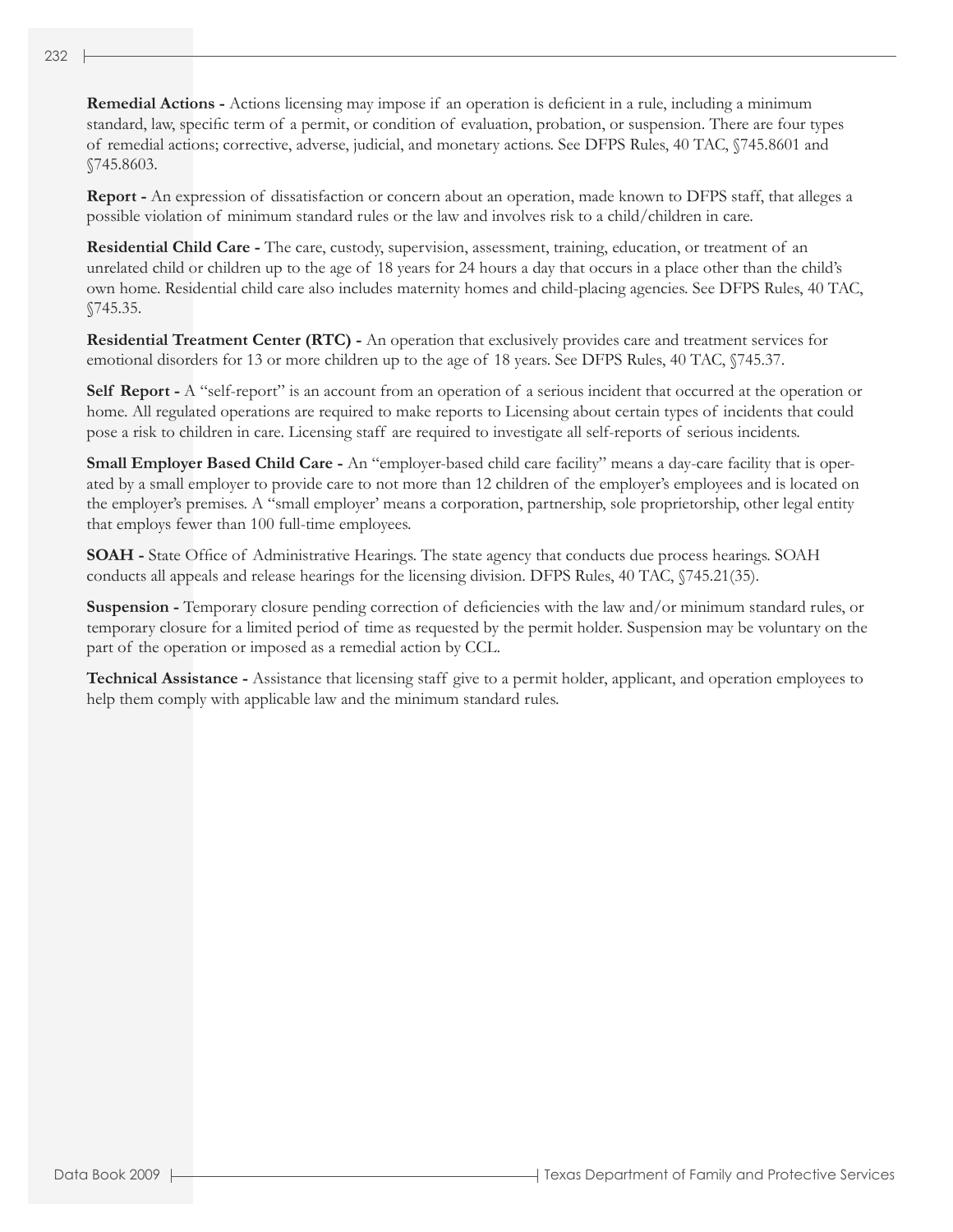**Remedial Actions -** Actions licensing may impose if an operation is deficient in a rule, including a minimum standard, law, specific term of a permit, or condition of evaluation, probation, or suspension. There are four types of remedial actions; corrective, adverse, judicial, and monetary actions. See DFPS Rules, 40 TAC, §745.8601 and §745.8603.

**Report -** An expression of dissatisfaction or concern about an operation, made known to DFPS staff, that alleges a possible violation of minimum standard rules or the law and involves risk to a child/children in care.

**Residential Child Care -** The care, custody, supervision, assessment, training, education, or treatment of an unrelated child or children up to the age of 18 years for 24 hours a day that occurs in a place other than the child's own home. Residential child care also includes maternity homes and child-placing agencies. See DFPS Rules, 40 TAC, §745.35.

**Residential Treatment Center (RTC) -** An operation that exclusively provides care and treatment services for emotional disorders for 13 or more children up to the age of 18 years. See DFPS Rules, 40 TAC, §745.37.

**Self Report -** A "self-report" is an account from an operation of a serious incident that occurred at the operation or home. All regulated operations are required to make reports to Licensing about certain types of incidents that could pose a risk to children in care. Licensing staff are required to investigate all self-reports of serious incidents.

**Small Employer Based Child Care -** An "employer-based child care facility" means a day-care facility that is operated by a small employer to provide care to not more than 12 children of the employer's employees and is located on the employer's premises. A "small employer' means a corporation, partnership, sole proprietorship, other legal entity that employs fewer than 100 full-time employees.

**SOAH -** State Office of Administrative Hearings. The state agency that conducts due process hearings. SOAH conducts all appeals and release hearings for the licensing division. DFPS Rules, 40 TAC, §745.21(35).

**Suspension -** Temporary closure pending correction of deficiencies with the law and/or minimum standard rules, or temporary closure for a limited period of time as requested by the permit holder. Suspension may be voluntary on the part of the operation or imposed as a remedial action by CCL.

**Technical Assistance -** Assistance that licensing staff give to a permit holder, applicant, and operation employees to help them comply with applicable law and the minimum standard rules.